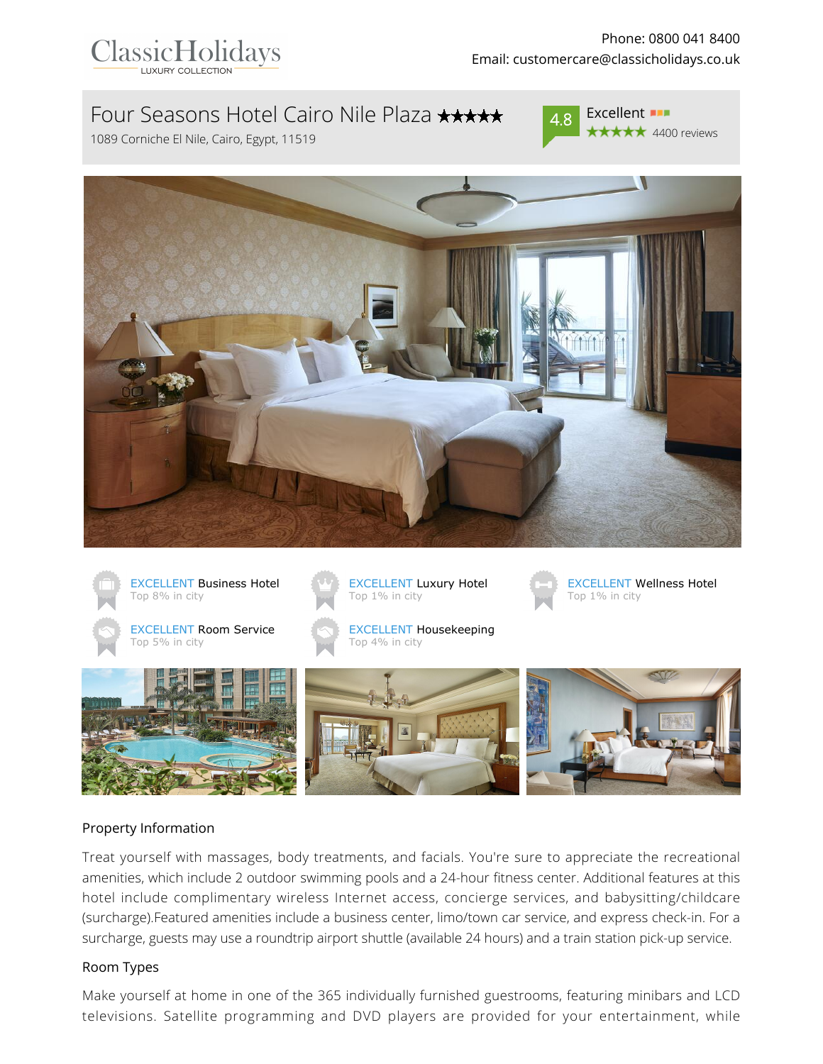ClassicHolidays
LUXURY COLLECTION

Phone: 0800 041 8400
Email: customercare@classicholidays.co.uk

# Four Seasons Hotel Cairo Nile Plaza ★★★★★

1089 Corniche El Nile, Cairo, Egypt, 11519

4.8 Excellent ★★★★★ 4400 reviews

EXCELLENT Business Hotel
Top 8% in city

EXCELLENT Luxury Hotel
Top 1% in city

EXCELLENT Wellness Hotel
Top 1% in city

EXCELLENT Room Service
Top 5% in city

EXCELLENT Housekeeping
Top 4% in city

## Property Information

Treat yourself with massages, body treatments, and facials. You're sure to appreciate the recreational amenities, which include 2 outdoor swimming pools and a 24-hour fitness center. Additional features at this hotel include complimentary wireless Internet access, concierge services, and babysitting/childcare (surcharge).Featured amenities include a business center, limo/town car service, and express check-in. For a surcharge, guests may use a roundtrip airport shuttle (available 24 hours) and a train station pick-up service.

## Room Types

Make yourself at home in one of the 365 individually furnished guestrooms, featuring minibars and LCD televisions. Satellite programming and DVD players are provided for your entertainment, while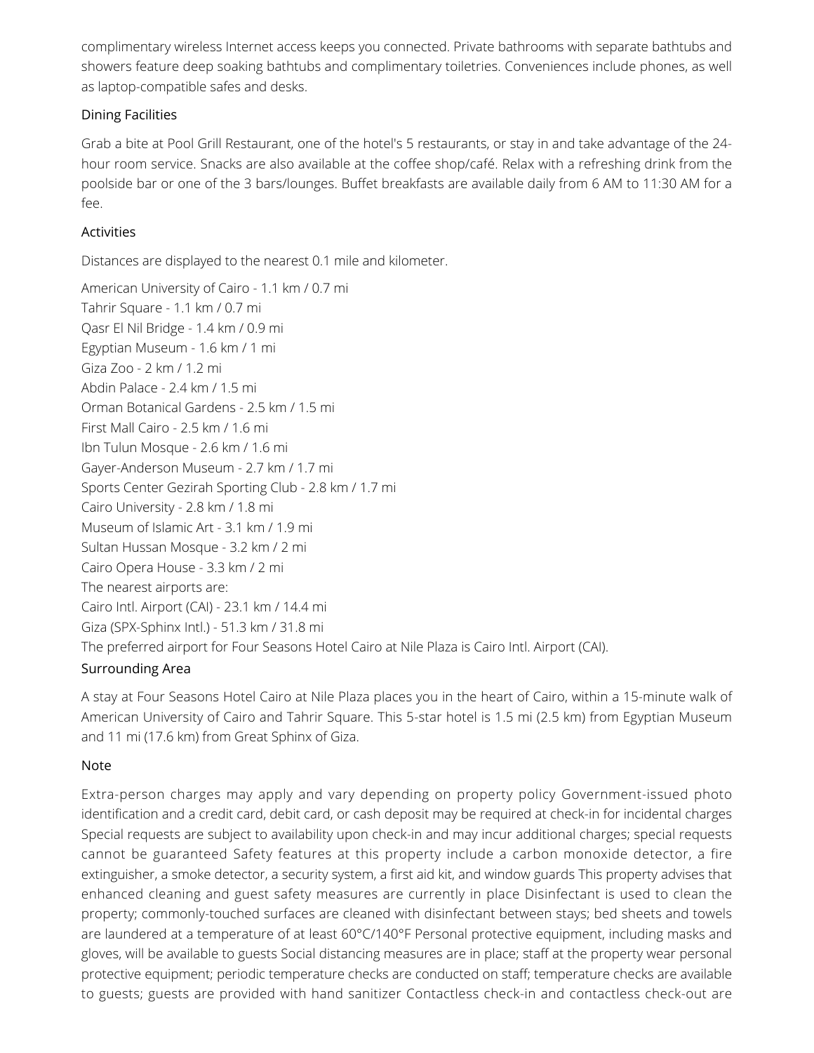complimentary wireless Internet access keeps you connected. Private bathrooms with separate bathtubs and showers feature deep soaking bathtubs and complimentary toiletries. Conveniences include phones, as well as laptop-compatible safes and desks.

### Dining Facilities

Grab a bite at Pool Grill Restaurant, one of the hotel's 5 restaurants, or stay in and take advantage of the 24-hour room service. Snacks are also available at the coffee shop/café. Relax with a refreshing drink from the poolside bar or one of the 3 bars/lounges. Buffet breakfasts are available daily from 6 AM to 11:30 AM for a fee.

### Activities

Distances are displayed to the nearest 0.1 mile and kilometer.

American University of Cairo - 1.1 km / 0.7 mi
Tahrir Square - 1.1 km / 0.7 mi
Qasr El Nil Bridge - 1.4 km / 0.9 mi
Egyptian Museum - 1.6 km / 1 mi
Giza Zoo - 2 km / 1.2 mi
Abdin Palace - 2.4 km / 1.5 mi
Orman Botanical Gardens - 2.5 km / 1.5 mi
First Mall Cairo - 2.5 km / 1.6 mi
Ibn Tulun Mosque - 2.6 km / 1.6 mi
Gayer-Anderson Museum - 2.7 km / 1.7 mi
Sports Center Gezirah Sporting Club - 2.8 km / 1.7 mi
Cairo University - 2.8 km / 1.8 mi
Museum of Islamic Art - 3.1 km / 1.9 mi
Sultan Hussan Mosque - 3.2 km / 2 mi
Cairo Opera House - 3.3 km / 2 mi
The nearest airports are:
Cairo Intl. Airport (CAI) - 23.1 km / 14.4 mi
Giza (SPX-Sphinx Intl.) - 51.3 km / 31.8 mi
The preferred airport for Four Seasons Hotel Cairo at Nile Plaza is Cairo Intl. Airport (CAI).

### Surrounding Area

A stay at Four Seasons Hotel Cairo at Nile Plaza places you in the heart of Cairo, within a 15-minute walk of American University of Cairo and Tahrir Square. This 5-star hotel is 1.5 mi (2.5 km) from Egyptian Museum and 11 mi (17.6 km) from Great Sphinx of Giza.

### Note

Extra-person charges may apply and vary depending on property policy Government-issued photo identification and a credit card, debit card, or cash deposit may be required at check-in for incidental charges Special requests are subject to availability upon check-in and may incur additional charges; special requests cannot be guaranteed Safety features at this property include a carbon monoxide detector, a fire extinguisher, a smoke detector, a security system, a first aid kit, and window guards This property advises that enhanced cleaning and guest safety measures are currently in place Disinfectant is used to clean the property; commonly-touched surfaces are cleaned with disinfectant between stays; bed sheets and towels are laundered at a temperature of at least 60°C/140°F Personal protective equipment, including masks and gloves, will be available to guests Social distancing measures are in place; staff at the property wear personal protective equipment; periodic temperature checks are conducted on staff; temperature checks are available to guests; guests are provided with hand sanitizer Contactless check-in and contactless check-out are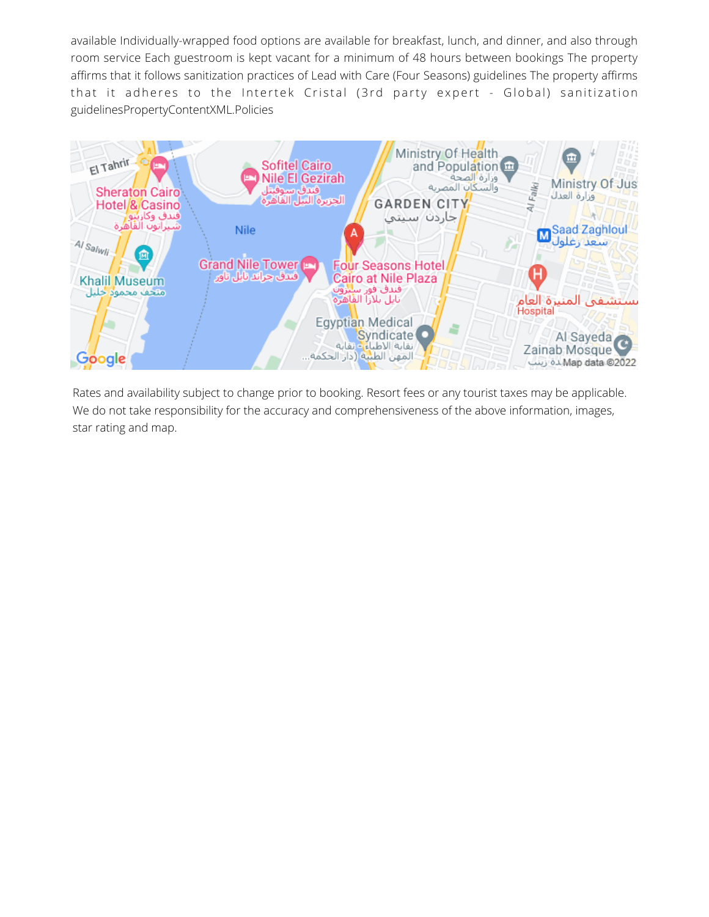available Individually-wrapped food options are available for breakfast, lunch, and dinner, and also through room service Each guestroom is kept vacant for a minimum of 48 hours between bookings The property affirms that it follows sanitization practices of Lead with Care (Four Seasons) guidelines The property affirms that it adheres to the Intertek Cristal (3rd party expert - Global) sanitization guidelinesPropertyContentXML.Policies

Rates and availability subject to change prior to booking. Resort fees or any tourist taxes may be applicable. We do not take responsibility for the accuracy and comprehensiveness of the above information, images, star rating and map.